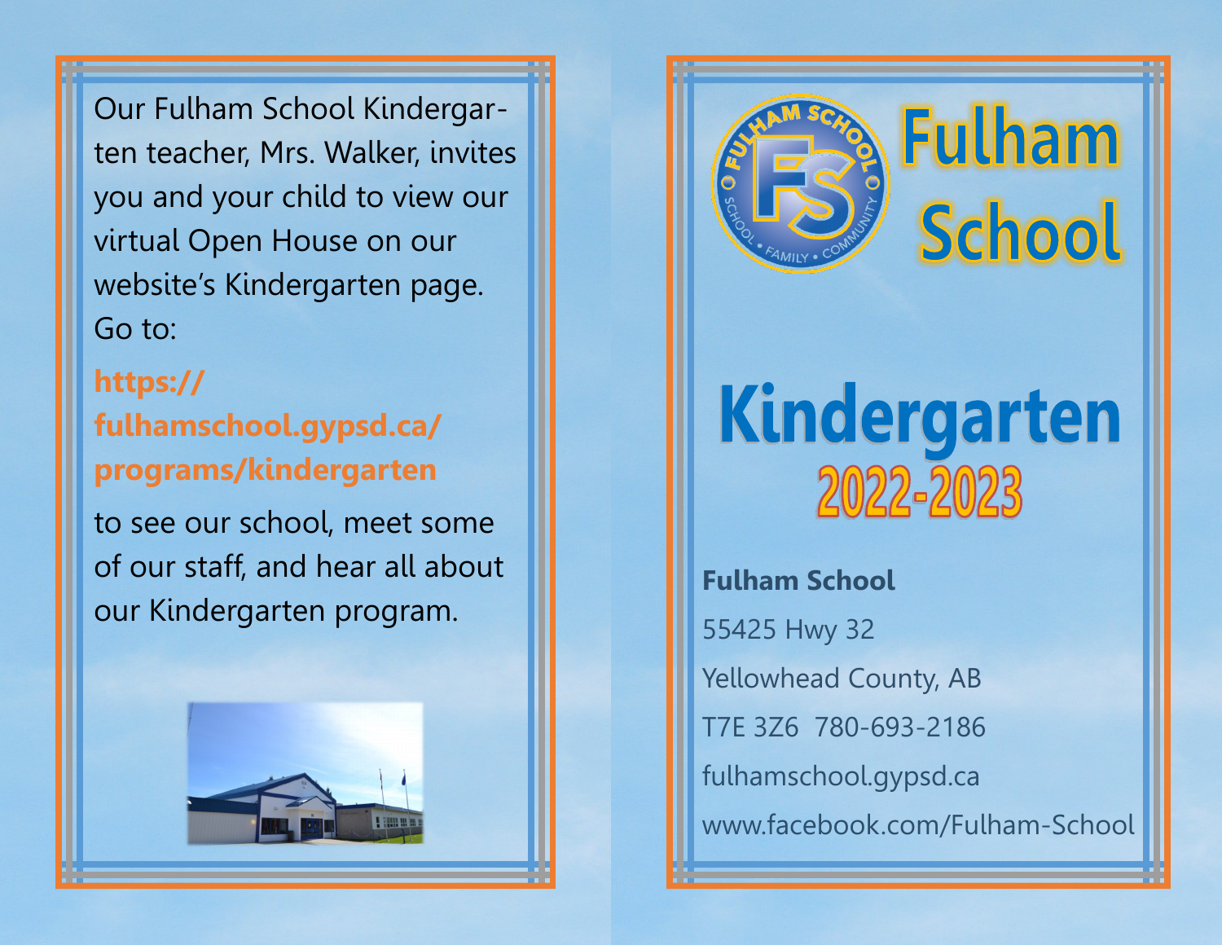Our Fulham School Kindergarten teacher, Mrs. Walker, invites you and your child to view our virtual Open House on our website's Kindergarten page. Go to:

**https://fulhamschool.gypsd.ca/programs/kindergarten**

to see our school, meet some of our staff, and hear all about our Kindergarten program.

# Fulham School

# Kindergarten

## 2022-2023

**Fulham School**

55425 Hwy 32

Yellowhead County, AB

T7E 3Z6  780-693-2186

fulhamschool.gypsd.ca

www.facebook.com/Fulham-School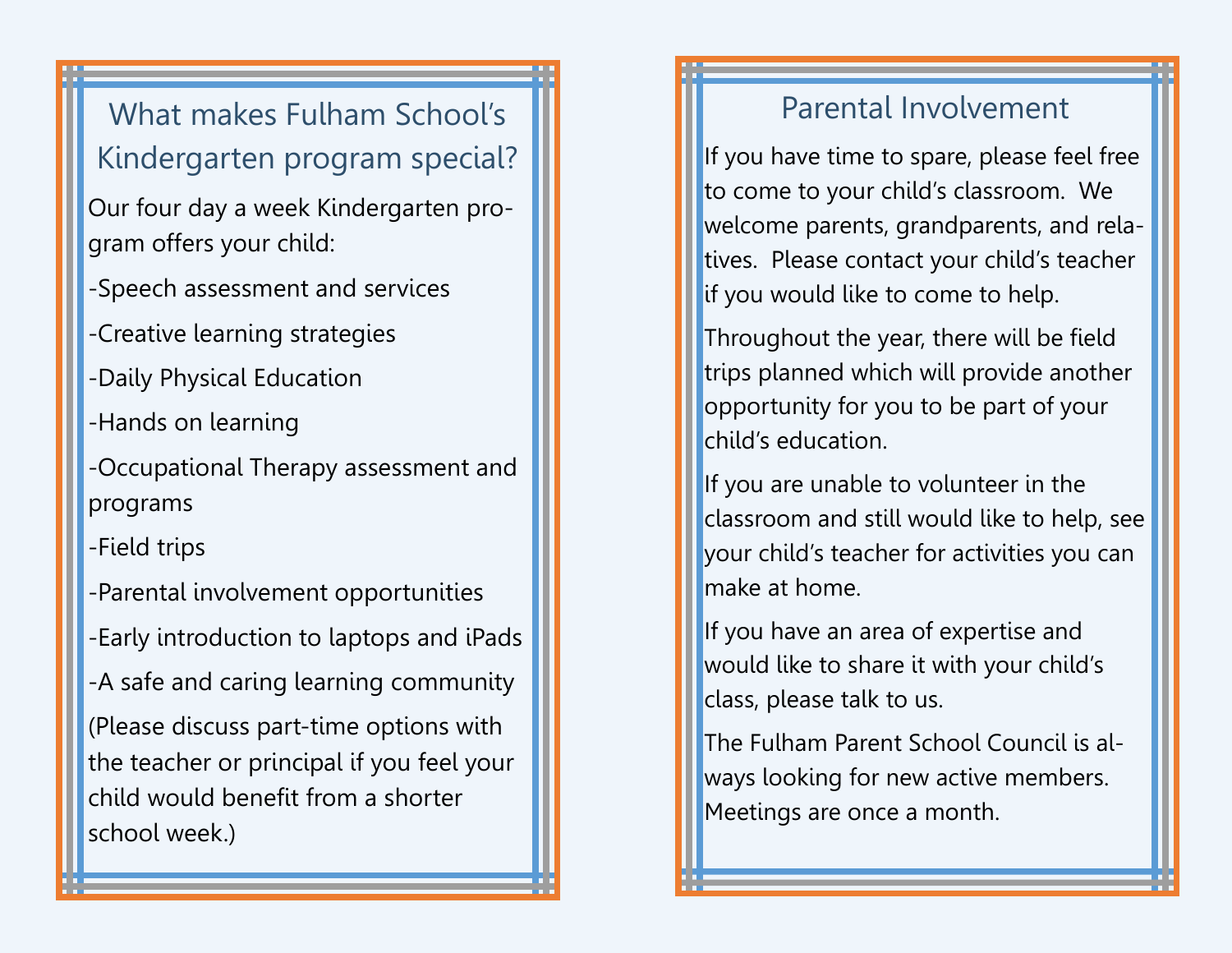## What makes Fulham School's Kindergarten program special?

Our four day a week Kindergarten program offers your child:

-Speech assessment and services

-Creative learning strategies

-Daily Physical Education

-Hands on learning

-Occupational Therapy assessment and programs

-Field trips

-Parental involvement opportunities

-Early introduction to laptops and iPads

-A safe and caring learning community

(Please discuss part-time options with the teacher or principal if you feel your child would benefit from a shorter school week.)

## Parental Involvement

If you have time to spare, please feel free to come to your child's classroom. We welcome parents, grandparents, and relatives. Please contact your child's teacher if you would like to come to help.

Throughout the year, there will be field trips planned which will provide another opportunity for you to be part of your child's education.

If you are unable to volunteer in the classroom and still would like to help, see your child's teacher for activities you can make at home.

If you have an area of expertise and would like to share it with your child's class, please talk to us.

The Fulham Parent School Council is always looking for new active members. Meetings are once a month.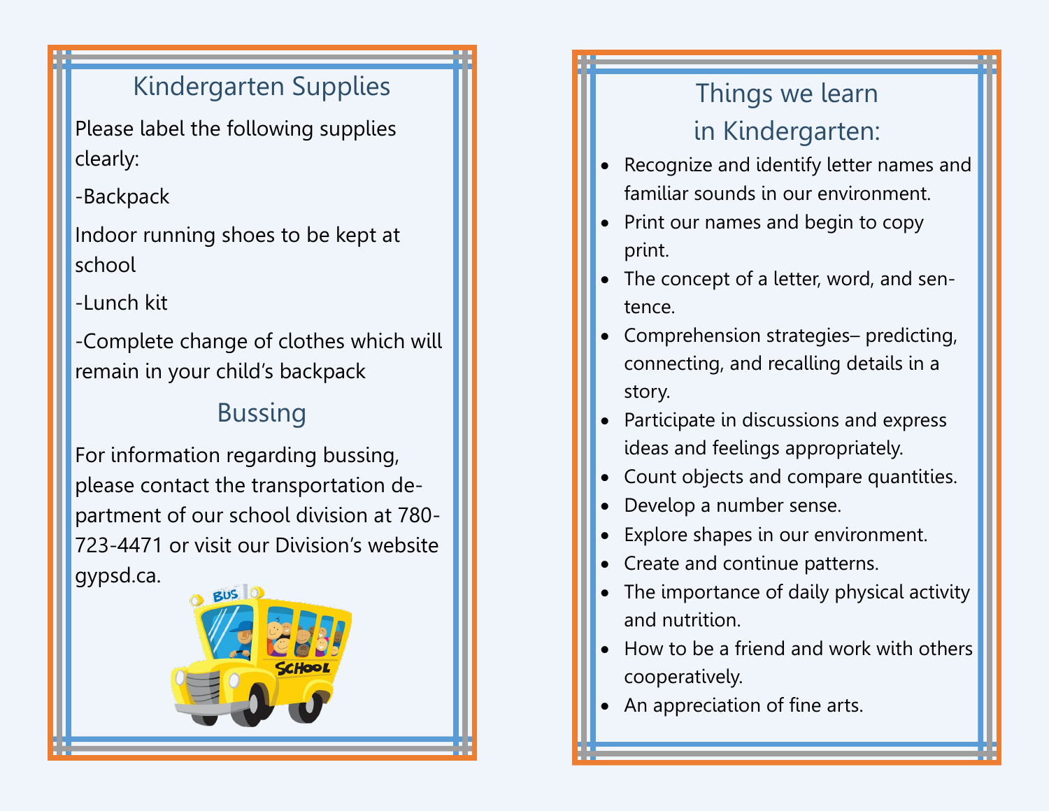## Kindergarten Supplies

Please label the following supplies clearly:

-Backpack

Indoor running shoes to be kept at school

-Lunch kit

-Complete change of clothes which will remain in your child's backpack

## Bussing

For information regarding bussing, please contact the transportation department of our school division at 780-723-4471 or visit our Division's website gypsd.ca.

## Things we learn in Kindergarten:

- Recognize and identify letter names and familiar sounds in our environment.
- Print our names and begin to copy print.
- The concept of a letter, word, and sentence.
- Comprehension strategies– predicting, connecting, and recalling details in a story.
- Participate in discussions and express ideas and feelings appropriately.
- Count objects and compare quantities.
- Develop a number sense.
- Explore shapes in our environment.
- Create and continue patterns.
- The importance of daily physical activity and nutrition.
- How to be a friend and work with others cooperatively.
- An appreciation of fine arts.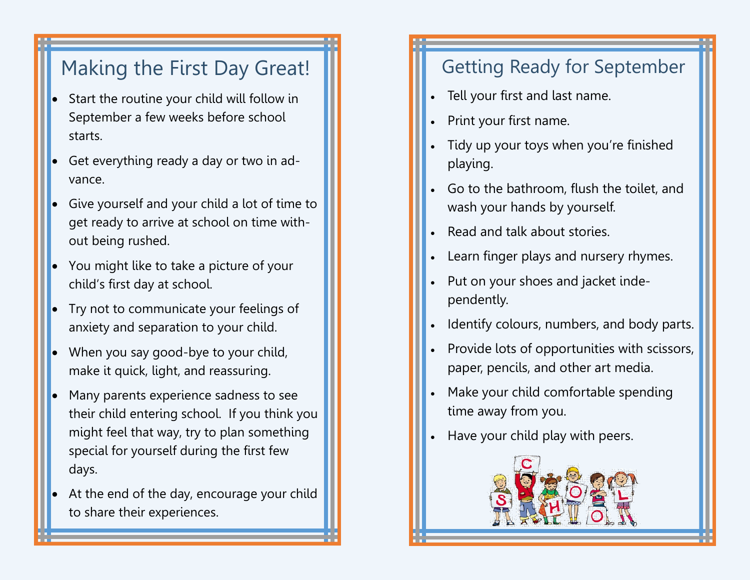## Making the First Day Great!

- Start the routine your child will follow in September a few weeks before school starts.
- Get everything ready a day or two in advance.
- Give yourself and your child a lot of time to get ready to arrive at school on time without being rushed.
- You might like to take a picture of your child's first day at school.
- Try not to communicate your feelings of anxiety and separation to your child.
- When you say good-bye to your child, make it quick, light, and reassuring.
- Many parents experience sadness to see their child entering school. If you think you might feel that way, try to plan something special for yourself during the first few days.
- At the end of the day, encourage your child to share their experiences.

## Getting Ready for September

- Tell your first and last name.
- Print your first name.
- Tidy up your toys when you're finished playing.
- Go to the bathroom, flush the toilet, and wash your hands by yourself.
- Read and talk about stories.
- Learn finger plays and nursery rhymes.
- Put on your shoes and jacket independently.
- Identify colours, numbers, and body parts.
- Provide lots of opportunities with scissors, paper, pencils, and other art media.
- Make your child comfortable spending time away from you.
- Have your child play with peers.